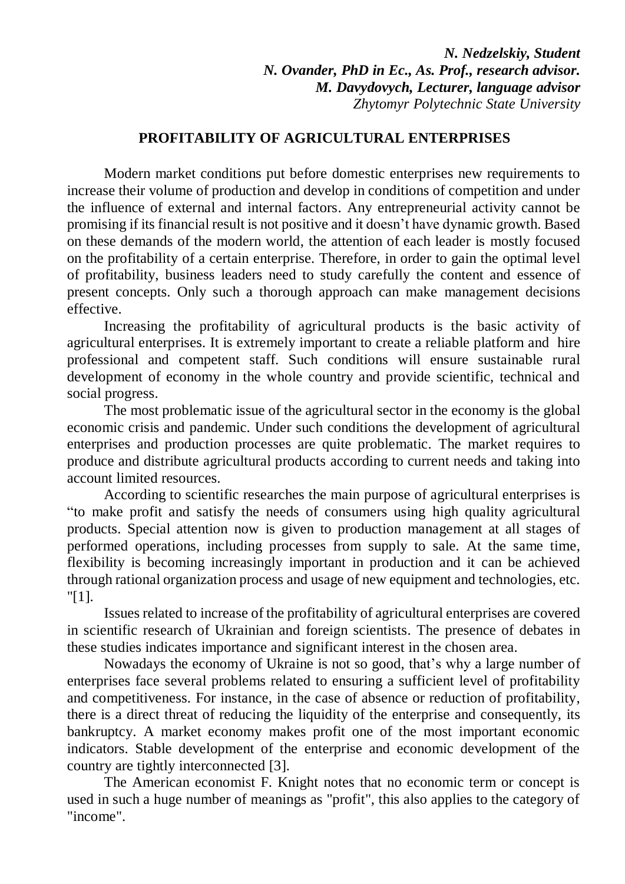***N. Nedzelskiy, Student***
***N. Ovander, PhD in Ec., As. Prof., research advisor.***
***M. Davydovych, Lecturer, language advisor***
*Zhytomyr Polytechnic State University*

## PROFITABILITY OF AGRICULTURAL ENTERPRISES

Modern market conditions put before domestic enterprises new requirements to increase their volume of production and develop in conditions of competition and under the influence of external and internal factors. Any entrepreneurial activity cannot be promising if its financial result is not positive and it doesn't have dynamic growth. Based on these demands of the modern world, the attention of each leader is mostly focused on the profitability of a certain enterprise. Therefore, in order to gain the optimal level of profitability, business leaders need to study carefully the content and essence of present concepts. Only such a thorough approach can make management decisions effective.

Increasing the profitability of agricultural products is the basic activity of agricultural enterprises. It is extremely important to create a reliable platform and hire professional and competent staff. Such conditions will ensure sustainable rural development of economy in the whole country and provide scientific, technical and social progress.

The most problematic issue of the agricultural sector in the economy is the global economic crisis and pandemic. Under such conditions the development of agricultural enterprises and production processes are quite problematic. The market requires to produce and distribute agricultural products according to current needs and taking into account limited resources.

According to scientific researches the main purpose of agricultural enterprises is "to make profit and satisfy the needs of consumers using high quality agricultural products. Special attention now is given to production management at all stages of performed operations, including processes from supply to sale. At the same time, flexibility is becoming increasingly important in production and it can be achieved through rational organization process and usage of new equipment and technologies, etc. "[1].

Issues related to increase of the profitability of agricultural enterprises are covered in scientific research of Ukrainian and foreign scientists. The presence of debates in these studies indicates importance and significant interest in the chosen area.

Nowadays the economy of Ukraine is not so good, that's why a large number of enterprises face several problems related to ensuring a sufficient level of profitability and competitiveness. For instance, in the case of absence or reduction of profitability, there is a direct threat of reducing the liquidity of the enterprise and consequently, its bankruptcy. A market economy makes profit one of the most important economic indicators. Stable development of the enterprise and economic development of the country are tightly interconnected [3].

The American economist F. Knight notes that no economic term or concept is used in such a huge number of meanings as "profit", this also applies to the category of "income".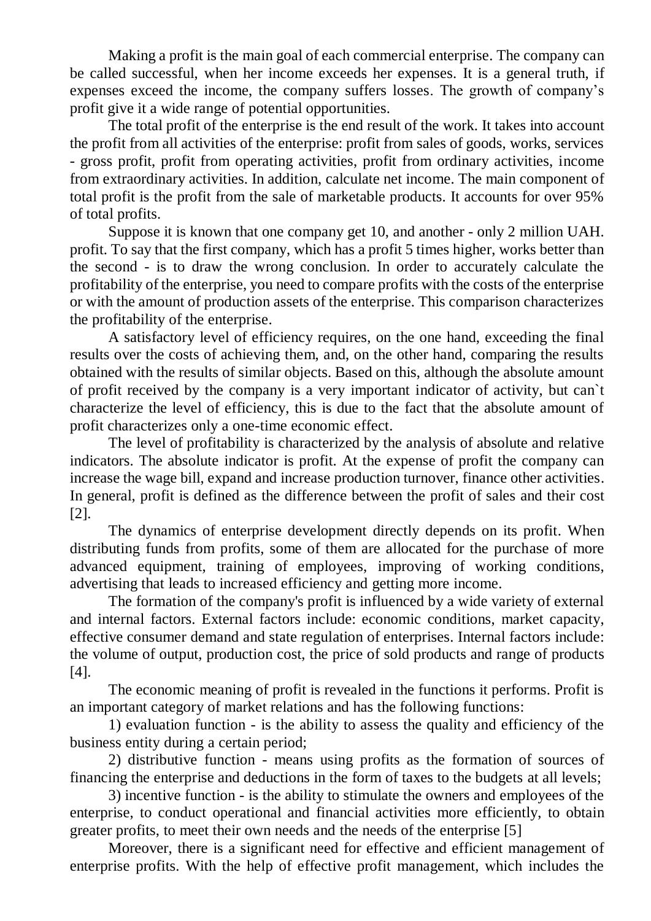Making a profit is the main goal of each commercial enterprise. The company can be called successful, when her income exceeds her expenses. It is a general truth, if expenses exceed the income, the company suffers losses. The growth of company's profit give it a wide range of potential opportunities.

The total profit of the enterprise is the end result of the work. It takes into account the profit from all activities of the enterprise: profit from sales of goods, works, services - gross profit, profit from operating activities, profit from ordinary activities, income from extraordinary activities. In addition, calculate net income. The main component of total profit is the profit from the sale of marketable products. It accounts for over 95% of total profits.

Suppose it is known that one company get 10, and another - only 2 million UAH. profit. To say that the first company, which has a profit 5 times higher, works better than the second - is to draw the wrong conclusion. In order to accurately calculate the profitability of the enterprise, you need to compare profits with the costs of the enterprise or with the amount of production assets of the enterprise. This comparison characterizes the profitability of the enterprise.

A satisfactory level of efficiency requires, on the one hand, exceeding the final results over the costs of achieving them, and, on the other hand, comparing the results obtained with the results of similar objects. Based on this, although the absolute amount of profit received by the company is a very important indicator of activity, but can`t characterize the level of efficiency, this is due to the fact that the absolute amount of profit characterizes only a one-time economic effect.

The level of profitability is characterized by the analysis of absolute and relative indicators. The absolute indicator is profit. At the expense of profit the company can increase the wage bill, expand and increase production turnover, finance other activities. In general, profit is defined as the difference between the profit of sales and their cost [2].

The dynamics of enterprise development directly depends on its profit. When distributing funds from profits, some of them are allocated for the purchase of more advanced equipment, training of employees, improving of working conditions, advertising that leads to increased efficiency and getting more income.

The formation of the company's profit is influenced by a wide variety of external and internal factors. External factors include: economic conditions, market capacity, effective consumer demand and state regulation of enterprises. Internal factors include: the volume of output, production cost, the price of sold products and range of products [4].

The economic meaning of profit is revealed in the functions it performs. Profit is an important category of market relations and has the following functions:

1) evaluation function - is the ability to assess the quality and efficiency of the business entity during a certain period;

2) distributive function - means using profits as the formation of sources of financing the enterprise and deductions in the form of taxes to the budgets at all levels;

3) incentive function - is the ability to stimulate the owners and employees of the enterprise, to conduct operational and financial activities more efficiently, to obtain greater profits, to meet their own needs and the needs of the enterprise [5]

Moreover, there is a significant need for effective and efficient management of enterprise profits. With the help of effective profit management, which includes the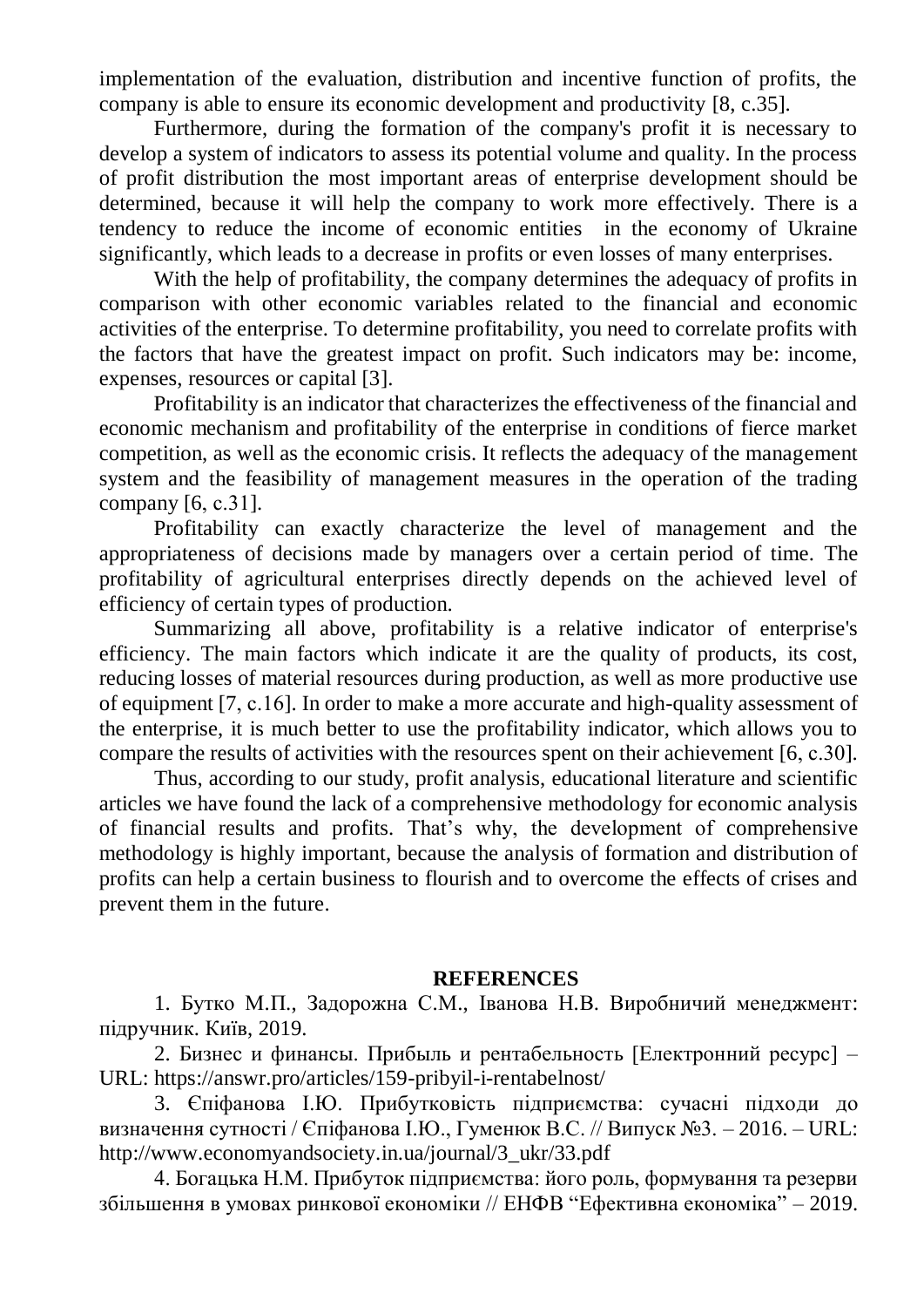implementation of the evaluation, distribution and incentive function of profits, the company is able to ensure its economic development and productivity [8, c.35].

Furthermore, during the formation of the company's profit it is necessary to develop a system of indicators to assess its potential volume and quality. In the process of profit distribution the most important areas of enterprise development should be determined, because it will help the company to work more effectively. There is a tendency to reduce the income of economic entities in the economy of Ukraine significantly, which leads to a decrease in profits or even losses of many enterprises.

With the help of profitability, the company determines the adequacy of profits in comparison with other economic variables related to the financial and economic activities of the enterprise. To determine profitability, you need to correlate profits with the factors that have the greatest impact on profit. Such indicators may be: income, expenses, resources or capital [3].

Profitability is an indicator that characterizes the effectiveness of the financial and economic mechanism and profitability of the enterprise in conditions of fierce market competition, as well as the economic crisis. It reflects the adequacy of the management system and the feasibility of management measures in the operation of the trading company [6, c.31].

Profitability can exactly characterize the level of management and the appropriateness of decisions made by managers over a certain period of time. The profitability of agricultural enterprises directly depends on the achieved level of efficiency of certain types of production.

Summarizing all above, profitability is a relative indicator of enterprise's efficiency. The main factors which indicate it are the quality of products, its cost, reducing losses of material resources during production, as well as more productive use of equipment [7, c.16]. In order to make a more accurate and high-quality assessment of the enterprise, it is much better to use the profitability indicator, which allows you to compare the results of activities with the resources spent on their achievement [6, c.30].

Thus, according to our study, profit analysis, educational literature and scientific articles we have found the lack of a comprehensive methodology for economic analysis of financial results and profits. That's why, the development of comprehensive methodology is highly important, because the analysis of formation and distribution of profits can help a certain business to flourish and to overcome the effects of crises and prevent them in the future.

## REFERENCES

1. Бутко М.П., Задорожна С.М., Іванова Н.В. Виробничий менеджмент: підручник. Київ, 2019.

2. Бизнес и финансы. Прибыль и рентабельность [Електронний ресурс] – URL: https://answr.pro/articles/159-pribyil-i-rentabelnost/

3. Єпіфанова І.Ю. Прибутковість підприємства: сучасні підходи до визначення сутності / Єпіфанова І.Ю., Гуменюк В.С. // Випуск №3. – 2016. – URL: http://www.economyandsociety.in.ua/journal/3_ukr/33.pdf

4. Богацька Н.М. Прибуток підприємства: його роль, формування та резерви збільшення в умовах ринкової економіки // ЕНФВ "Ефективна економіка" – 2019.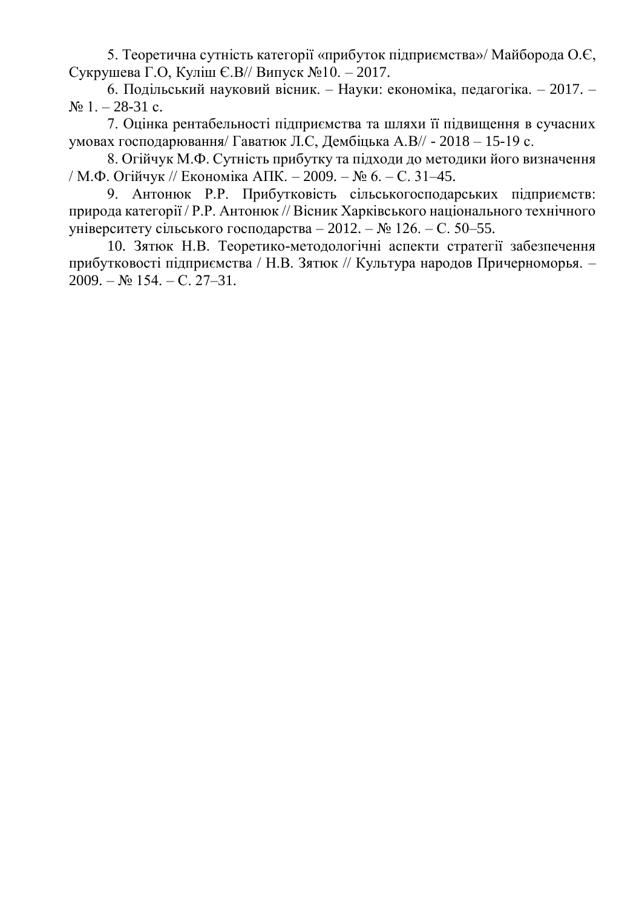5. Теоретична сутність категорії «прибуток підприємства»/ Майборода О.Є, Сукрушева Г.О, Куліш Є.В// Випуск №10. – 2017.

6. Подільський науковий вісник. – Науки: економіка, педагогіка. – 2017. – № 1. – 28-31 с.

7. Оцінка рентабельності підприємства та шляхи її підвищення в сучасних умовах господарювання/ Гаватюк Л.С, Дембіцька А.В// - 2018 – 15-19 с.

8. Огійчук М.Ф. Сутність прибутку та підходи до методики його визначення / М.Ф. Огійчук // Економіка АПК. – 2009. – № 6. – С. 31–45.

9. Антонюк Р.Р. Прибутковість сільськогосподарських підприємств: природа категорії / Р.Р. Антонюк // Вісник Харківського національного технічного університету сільського господарства – 2012. – № 126. – С. 50–55.

10. Зятюк Н.В. Теоретико-методологічні аспекти стратегії забезпечення прибутковості підприємства / Н.В. Зятюк // Культура народов Причерноморья. – 2009. – № 154. – С. 27–31.